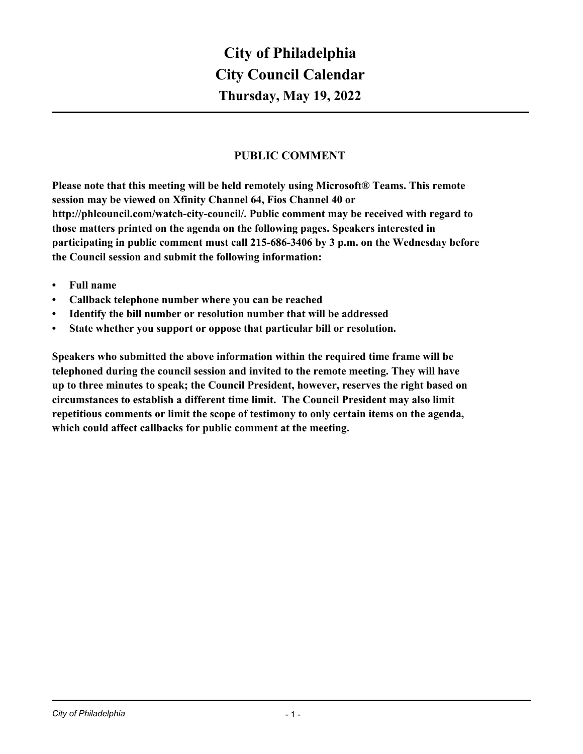# City of Philadelphia
# City Council Calendar
## Thursday, May 19, 2022

---

### PUBLIC COMMENT

**Please note that this meeting will be held remotely using Microsoft® Teams. This remote session may be viewed on Xfinity Channel 64, Fios Channel 40 or http://phlcouncil.com/watch-city-council/. Public comment may be received with regard to those matters printed on the agenda on the following pages. Speakers interested in participating in public comment must call 215-686-3406 by 3 p.m. on the Wednesday before the Council session and submit the following information:**

- **Full name**
- **Callback telephone number where you can be reached**
- **Identify the bill number or resolution number that will be addressed**
- **State whether you support or oppose that particular bill or resolution.**

**Speakers who submitted the above information within the required time frame will be telephoned during the council session and invited to the remote meeting. They will have up to three minutes to speak; the Council President, however, reserves the right based on circumstances to establish a different time limit. The Council President may also limit repetitious comments or limit the scope of testimony to only certain items on the agenda, which could affect callbacks for public comment at the meeting.**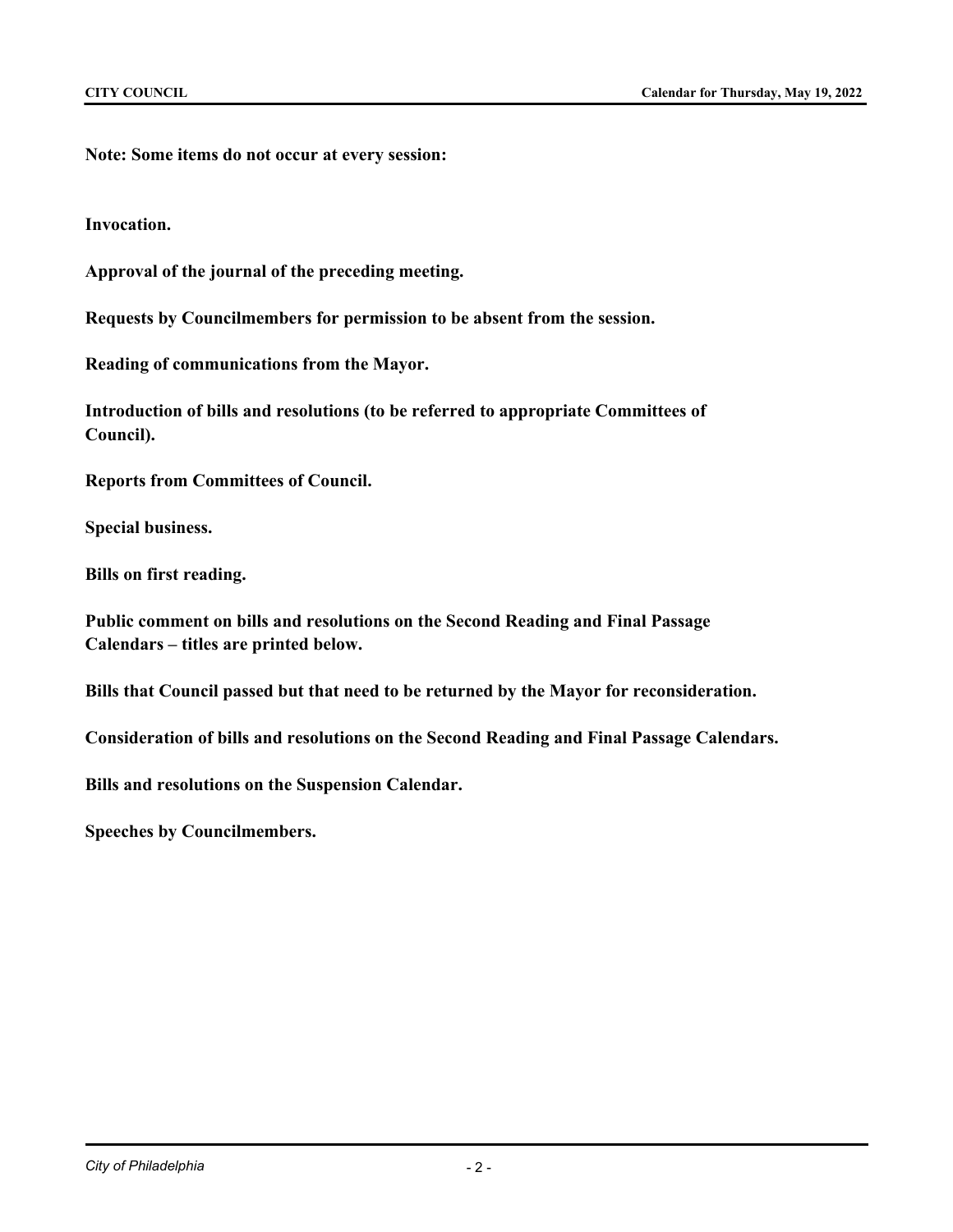**Note: Some items do not occur at every session:**

**Invocation.**

**Approval of the journal of the preceding meeting.**

**Requests by Councilmembers for permission to be absent from the session.**

**Reading of communications from the Mayor.**

**Introduction of bills and resolutions (to be referred to appropriate Committees of Council).**

**Reports from Committees of Council.**

**Special business.**

**Bills on first reading.**

**Public comment on bills and resolutions on the Second Reading and Final Passage Calendars – titles are printed below.**

**Bills that Council passed but that need to be returned by the Mayor for reconsideration.**

**Consideration of bills and resolutions on the Second Reading and Final Passage Calendars.**

**Bills and resolutions on the Suspension Calendar.**

**Speeches by Councilmembers.**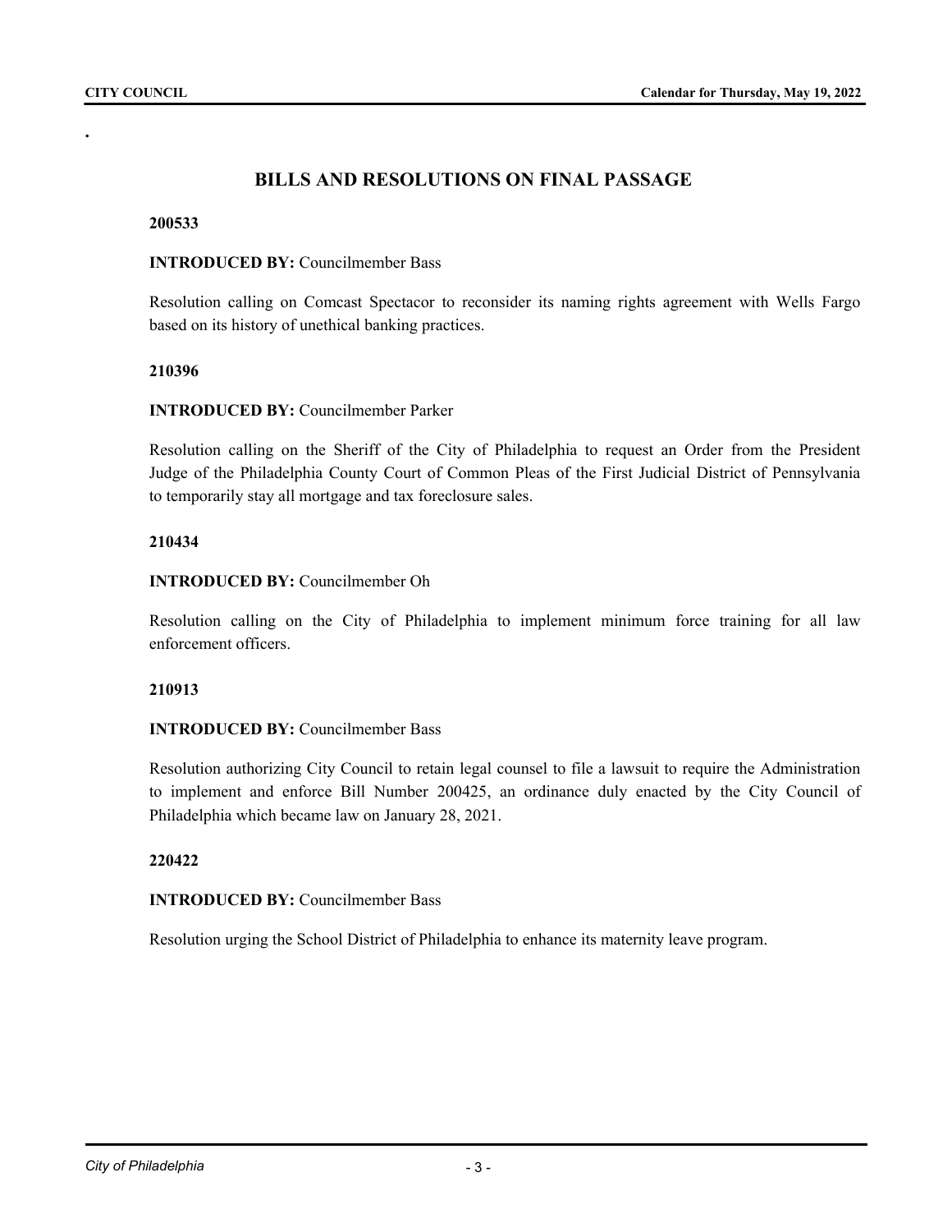## BILLS AND RESOLUTIONS ON FINAL PASSAGE

**200533**

**INTRODUCED BY:** Councilmember Bass

Resolution calling on Comcast Spectacor to reconsider its naming rights agreement with Wells Fargo based on its history of unethical banking practices.

**210396**

**INTRODUCED BY:** Councilmember Parker

Resolution calling on the Sheriff of the City of Philadelphia to request an Order from the President Judge of the Philadelphia County Court of Common Pleas of the First Judicial District of Pennsylvania to temporarily stay all mortgage and tax foreclosure sales.

**210434**

**INTRODUCED BY:** Councilmember Oh

Resolution calling on the City of Philadelphia to implement minimum force training for all law enforcement officers.

**210913**

**INTRODUCED BY:** Councilmember Bass

Resolution authorizing City Council to retain legal counsel to file a lawsuit to require the Administration to implement and enforce Bill Number 200425, an ordinance duly enacted by the City Council of Philadelphia which became law on January 28, 2021.

**220422**

**INTRODUCED BY:** Councilmember Bass

Resolution urging the School District of Philadelphia to enhance its maternity leave program.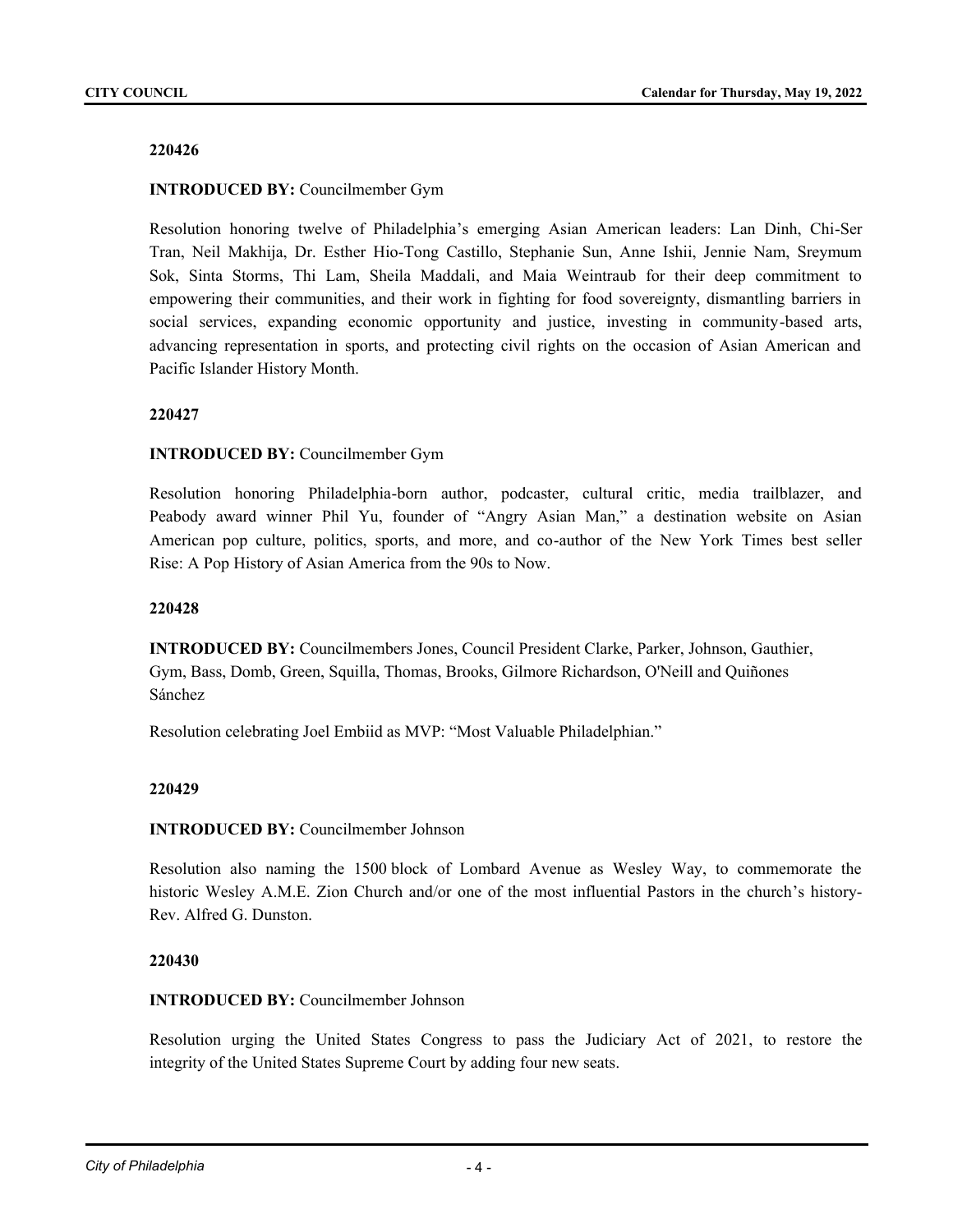**220426**

**INTRODUCED BY:** Councilmember Gym

Resolution honoring twelve of Philadelphia's emerging Asian American leaders: Lan Dinh, Chi-Ser Tran, Neil Makhija, Dr. Esther Hio-Tong Castillo, Stephanie Sun, Anne Ishii, Jennie Nam, Sreymum Sok, Sinta Storms, Thi Lam, Sheila Maddali, and Maia Weintraub for their deep commitment to empowering their communities, and their work in fighting for food sovereignty, dismantling barriers in social services, expanding economic opportunity and justice, investing in community-based arts, advancing representation in sports, and protecting civil rights on the occasion of Asian American and Pacific Islander History Month.

**220427**

**INTRODUCED BY:** Councilmember Gym

Resolution honoring Philadelphia-born author, podcaster, cultural critic, media trailblazer, and Peabody award winner Phil Yu, founder of "Angry Asian Man," a destination website on Asian American pop culture, politics, sports, and more, and co-author of the New York Times best seller Rise: A Pop History of Asian America from the 90s to Now.

**220428**

**INTRODUCED BY:** Councilmembers Jones, Council President Clarke, Parker, Johnson, Gauthier, Gym, Bass, Domb, Green, Squilla, Thomas, Brooks, Gilmore Richardson, O'Neill and Quiñones Sánchez

Resolution celebrating Joel Embiid as MVP: "Most Valuable Philadelphian."

**220429**

**INTRODUCED BY:** Councilmember Johnson

Resolution also naming the 1500 block of Lombard Avenue as Wesley Way, to commemorate the historic Wesley A.M.E. Zion Church and/or one of the most influential Pastors in the church's history- Rev. Alfred G. Dunston.

**220430**

**INTRODUCED BY:** Councilmember Johnson

Resolution urging the United States Congress to pass the Judiciary Act of 2021, to restore the integrity of the United States Supreme Court by adding four new seats.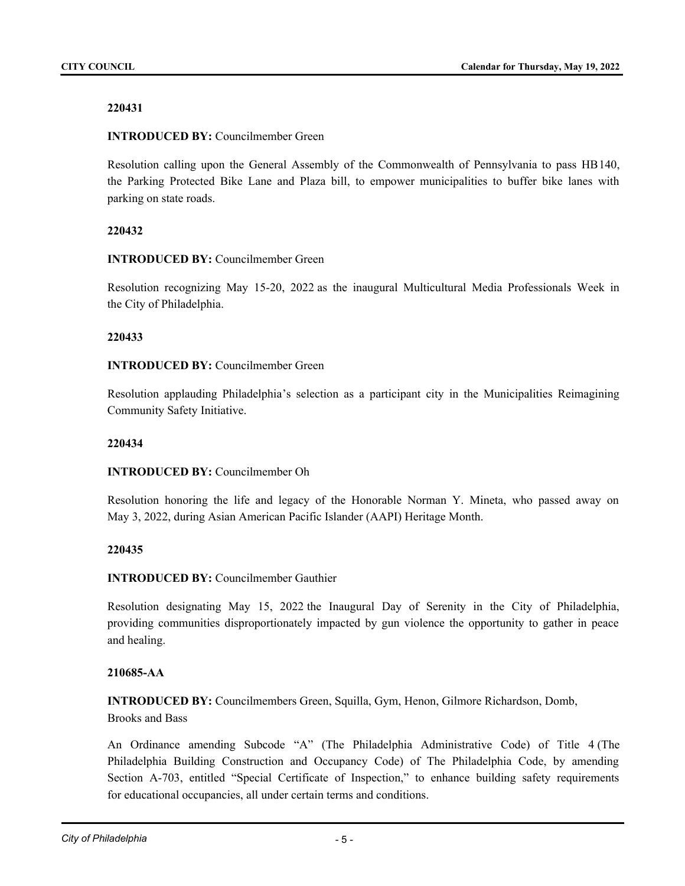**220431**

**INTRODUCED BY:** Councilmember Green

Resolution calling upon the General Assembly of the Commonwealth of Pennsylvania to pass HB140, the Parking Protected Bike Lane and Plaza bill, to empower municipalities to buffer bike lanes with parking on state roads.

**220432**

**INTRODUCED BY:** Councilmember Green

Resolution recognizing May 15-20, 2022 as the inaugural Multicultural Media Professionals Week in the City of Philadelphia.

**220433**

**INTRODUCED BY:** Councilmember Green

Resolution applauding Philadelphia's selection as a participant city in the Municipalities Reimagining Community Safety Initiative.

**220434**

**INTRODUCED BY:** Councilmember Oh

Resolution honoring the life and legacy of the Honorable Norman Y. Mineta, who passed away on May 3, 2022, during Asian American Pacific Islander (AAPI) Heritage Month.

**220435**

**INTRODUCED BY:** Councilmember Gauthier

Resolution designating May 15, 2022 the Inaugural Day of Serenity in the City of Philadelphia, providing communities disproportionately impacted by gun violence the opportunity to gather in peace and healing.

**210685-AA**

**INTRODUCED BY:** Councilmembers Green, Squilla, Gym, Henon, Gilmore Richardson, Domb, Brooks and Bass

An Ordinance amending Subcode "A" (The Philadelphia Administrative Code) of Title 4 (The Philadelphia Building Construction and Occupancy Code) of The Philadelphia Code, by amending Section A-703, entitled "Special Certificate of Inspection," to enhance building safety requirements for educational occupancies, all under certain terms and conditions.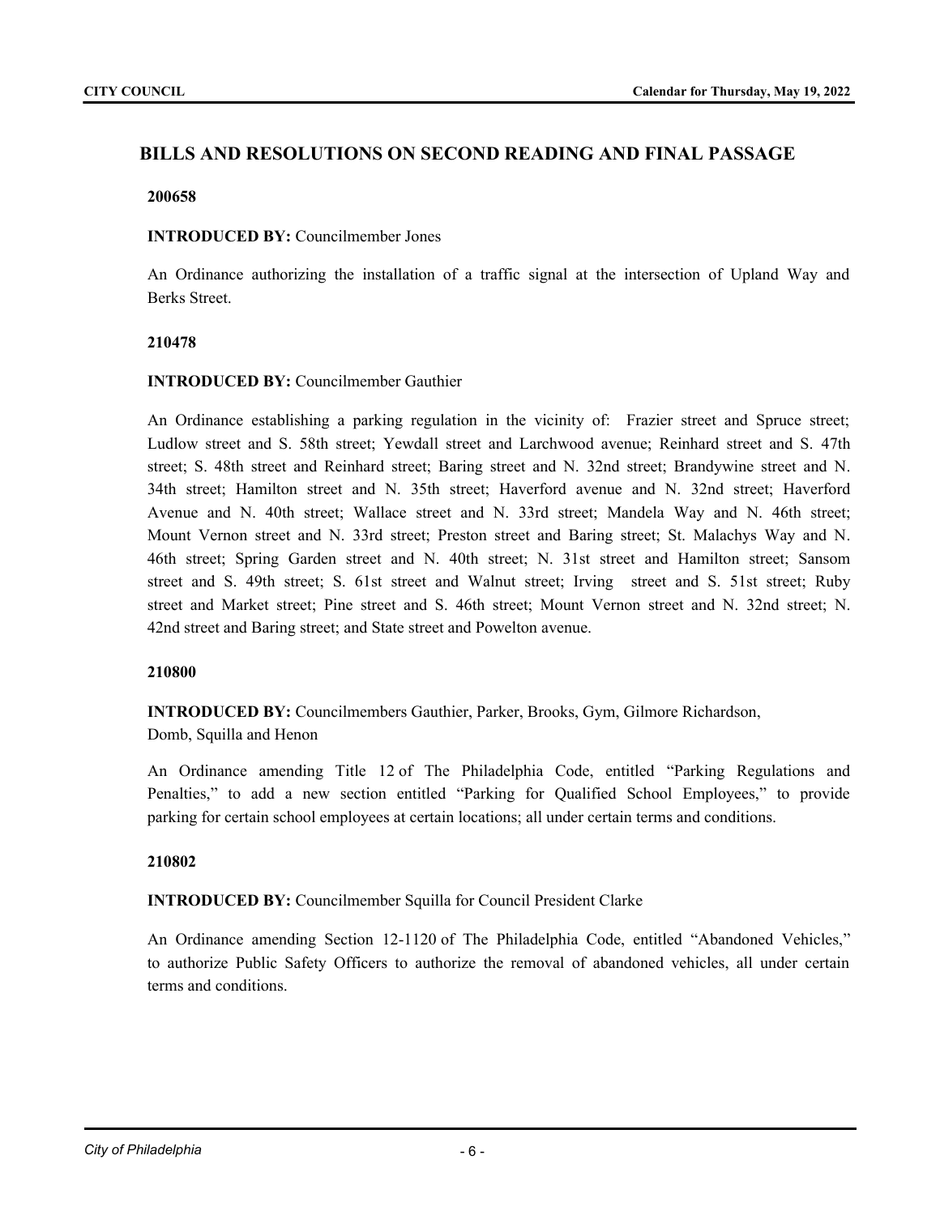## BILLS AND RESOLUTIONS ON SECOND READING AND FINAL PASSAGE

**200658**

**INTRODUCED BY:** Councilmember Jones

An Ordinance authorizing the installation of a traffic signal at the intersection of Upland Way and Berks Street.

**210478**

**INTRODUCED BY:** Councilmember Gauthier

An Ordinance establishing a parking regulation in the vicinity of: Frazier street and Spruce street; Ludlow street and S. 58th street; Yewdall street and Larchwood avenue; Reinhard street and S. 47th street; S. 48th street and Reinhard street; Baring street and N. 32nd street; Brandywine street and N. 34th street; Hamilton street and N. 35th street; Haverford avenue and N. 32nd street; Haverford Avenue and N. 40th street; Wallace street and N. 33rd street; Mandela Way and N. 46th street; Mount Vernon street and N. 33rd street; Preston street and Baring street; St. Malachys Way and N. 46th street; Spring Garden street and N. 40th street; N. 31st street and Hamilton street; Sansom street and S. 49th street; S. 61st street and Walnut street; Irving street and S. 51st street; Ruby street and Market street; Pine street and S. 46th street; Mount Vernon street and N. 32nd street; N. 42nd street and Baring street; and State street and Powelton avenue.

**210800**

**INTRODUCED BY:** Councilmembers Gauthier, Parker, Brooks, Gym, Gilmore Richardson, Domb, Squilla and Henon

An Ordinance amending Title 12 of The Philadelphia Code, entitled "Parking Regulations and Penalties," to add a new section entitled "Parking for Qualified School Employees," to provide parking for certain school employees at certain locations; all under certain terms and conditions.

**210802**

**INTRODUCED BY:** Councilmember Squilla for Council President Clarke

An Ordinance amending Section 12-1120 of The Philadelphia Code, entitled "Abandoned Vehicles," to authorize Public Safety Officers to authorize the removal of abandoned vehicles, all under certain terms and conditions.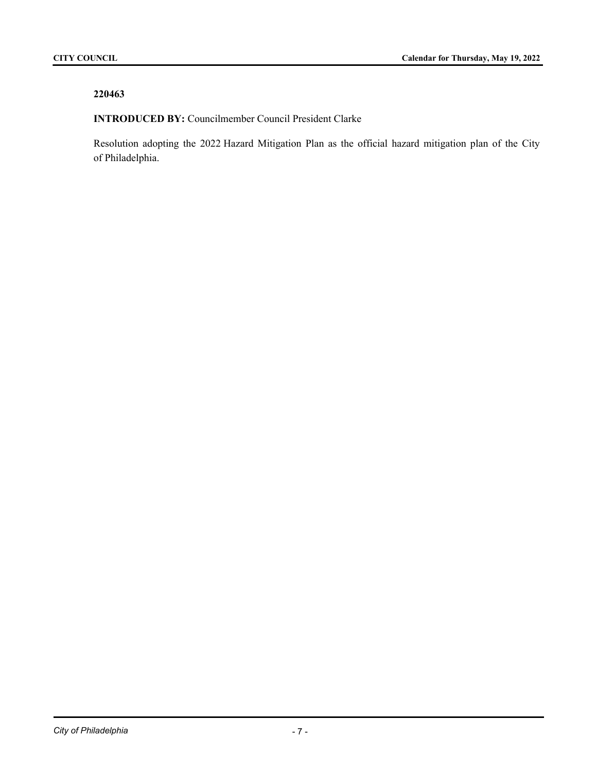**220463**

**INTRODUCED BY:** Councilmember Council President Clarke

Resolution adopting the 2022 Hazard Mitigation Plan as the official hazard mitigation plan of the City of Philadelphia.